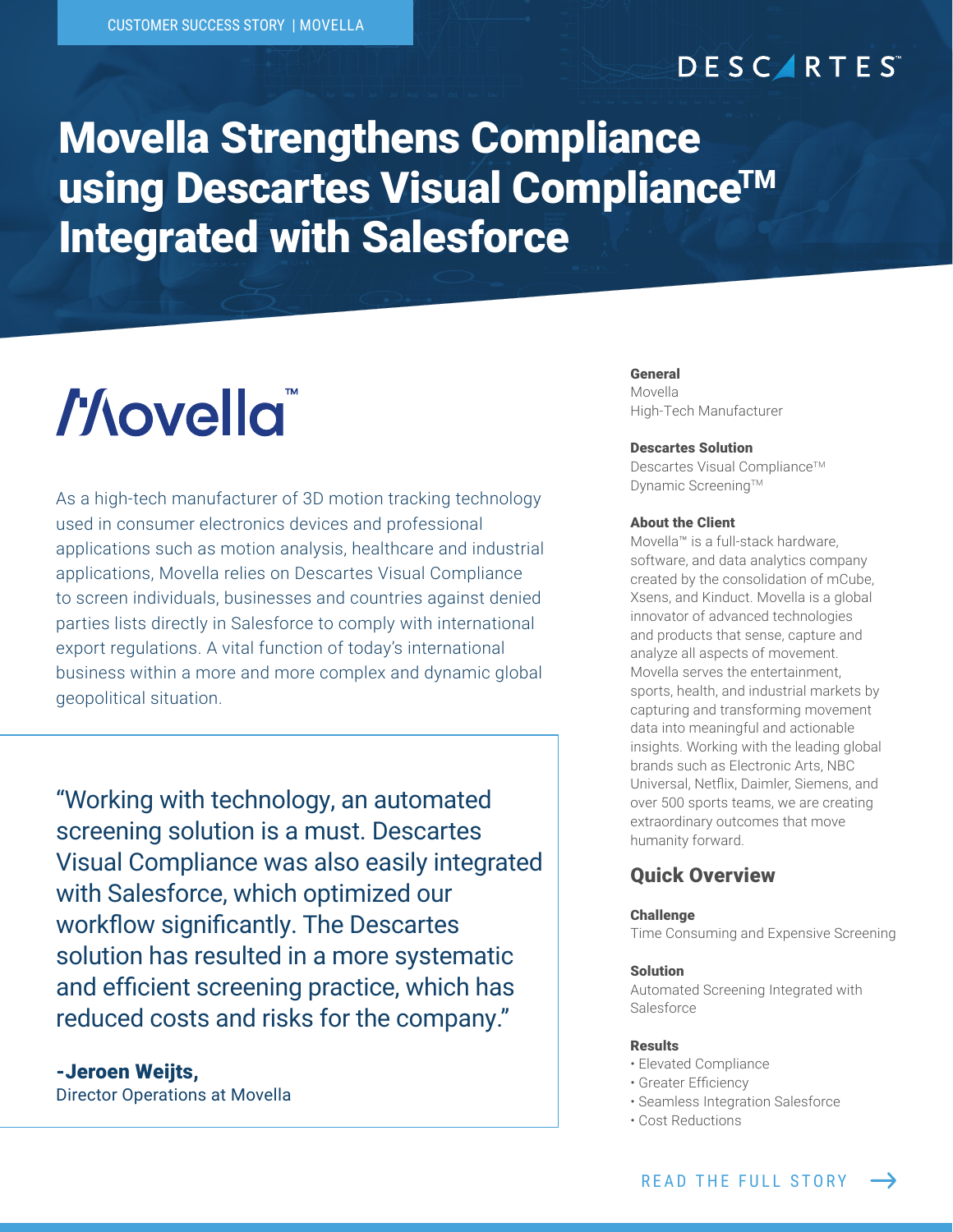CUSTOMER SUCCESS STORY | MOVELLA

DESCARTES

# Movella Strengthens Compliance using Descartes Visual Compliance™ Integrated with Salesforce

Movella™

As a high-tech manufacturer of 3D motion tracking technology used in consumer electronics devices and professional applications such as motion analysis, healthcare and industrial applications, Movella relies on Descartes Visual Compliance to screen individuals, businesses and countries against denied parties lists directly in Salesforce to comply with international export regulations. A vital function of today's international business within a more and more complex and dynamic global geopolitical situation.

"Working with technology, an automated screening solution is a must. Descartes Visual Compliance was also easily integrated with Salesforce, which optimized our workflow significantly. The Descartes solution has resulted in a more systematic and efficient screening practice, which has reduced costs and risks for the company."

**-Jeroen Weijts,**
Director Operations at Movella

**General**
Movella
High-Tech Manufacturer

**Descartes Solution**
Descartes Visual Compliance™
Dynamic Screening™

**About the Client**
Movella™ is a full-stack hardware, software, and data analytics company created by the consolidation of mCube, Xsens, and Kinduct. Movella is a global innovator of advanced technologies and products that sense, capture and analyze all aspects of movement. Movella serves the entertainment, sports, health, and industrial markets by capturing and transforming movement data into meaningful and actionable insights. Working with the leading global brands such as Electronic Arts, NBC Universal, Netflix, Daimler, Siemens, and over 500 sports teams, we are creating extraordinary outcomes that move humanity forward.

## Quick Overview

**Challenge**
Time Consuming and Expensive Screening

**Solution**
Automated Screening Integrated with Salesforce

**Results**
- Elevated Compliance
- Greater Efficiency
- Seamless Integration Salesforce
- Cost Reductions

READ THE FULL STORY →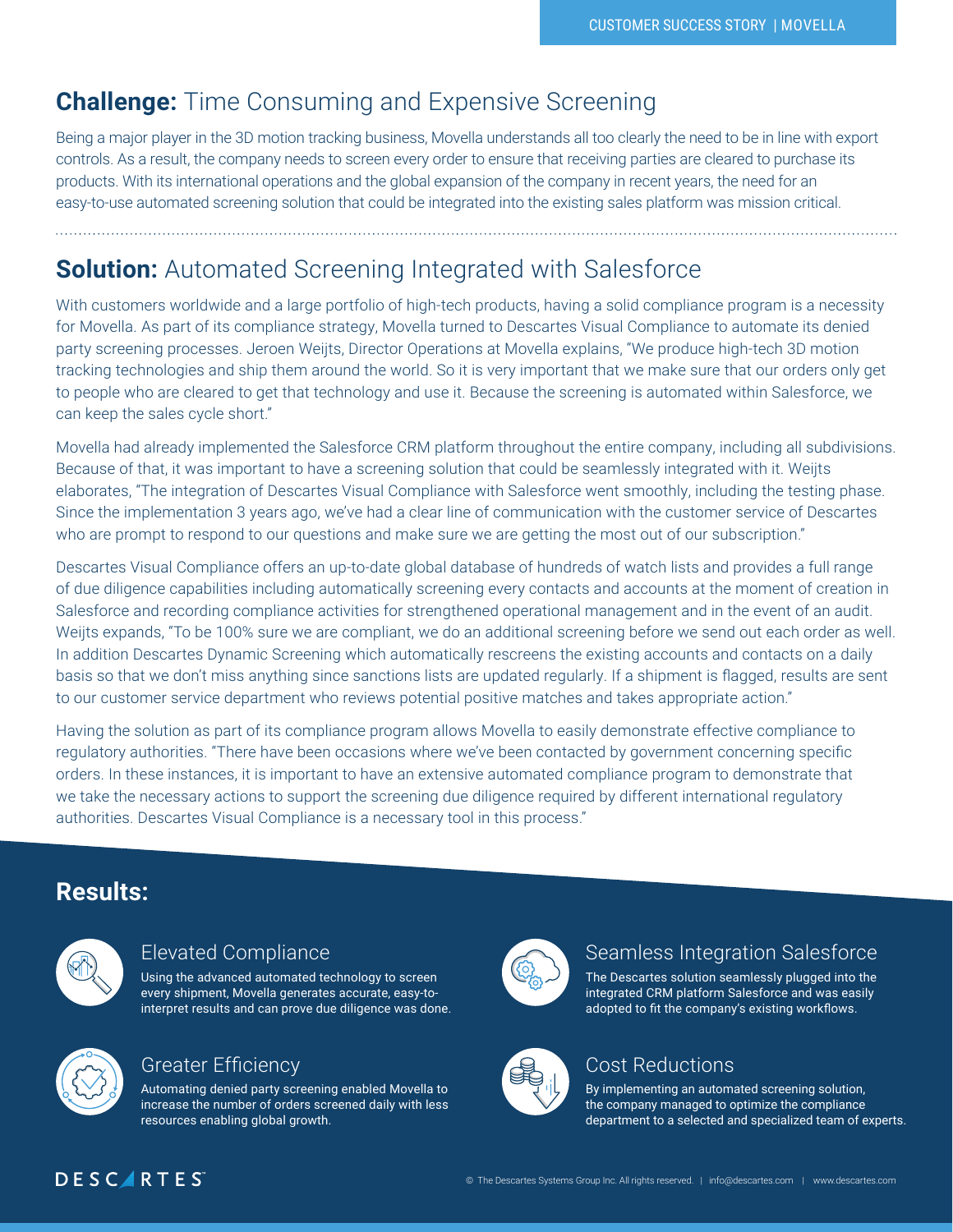## **Challenge:** Time Consuming and Expensive Screening

Being a major player in the 3D motion tracking business, Movella understands all too clearly the need to be in line with export controls. As a result, the company needs to screen every order to ensure that receiving parties are cleared to purchase its products. With its international operations and the global expansion of the company in recent years, the need for an easy-to-use automated screening solution that could be integrated into the existing sales platform was mission critical.

## **Solution:** Automated Screening Integrated with Salesforce

With customers worldwide and a large portfolio of high-tech products, having a solid compliance program is a necessity for Movella. As part of its compliance strategy, Movella turned to Descartes Visual Compliance to automate its denied party screening processes. Jeroen Weijts, Director Operations at Movella explains, "We produce high-tech 3D motion tracking technologies and ship them around the world. So it is very important that we make sure that our orders only get to people who are cleared to get that technology and use it. Because the screening is automated within Salesforce, we can keep the sales cycle short."

Movella had already implemented the Salesforce CRM platform throughout the entire company, including all subdivisions. Because of that, it was important to have a screening solution that could be seamlessly integrated with it. Weijts elaborates, "The integration of Descartes Visual Compliance with Salesforce went smoothly, including the testing phase. Since the implementation 3 years ago, we've had a clear line of communication with the customer service of Descartes who are prompt to respond to our questions and make sure we are getting the most out of our subscription."

Descartes Visual Compliance offers an up-to-date global database of hundreds of watch lists and provides a full range of due diligence capabilities including automatically screening every contacts and accounts at the moment of creation in Salesforce and recording compliance activities for strengthened operational management and in the event of an audit. Weijts expands, "To be 100% sure we are compliant, we do an additional screening before we send out each order as well. In addition Descartes Dynamic Screening which automatically rescreens the existing accounts and contacts on a daily basis so that we don't miss anything since sanctions lists are updated regularly. If a shipment is flagged, results are sent to our customer service department who reviews potential positive matches and takes appropriate action."

Having the solution as part of its compliance program allows Movella to easily demonstrate effective compliance to regulatory authorities. "There have been occasions where we've been contacted by government concerning specific orders. In these instances, it is important to have an extensive automated compliance program to demonstrate that we take the necessary actions to support the screening due diligence required by different international regulatory authorities. Descartes Visual Compliance is a necessary tool in this process."

## **Results:**

### Elevated Compliance

Using the advanced automated technology to screen every shipment, Movella generates accurate, easy-to-interpret results and can prove due diligence was done.

### Seamless Integration Salesforce

The Descartes solution seamlessly plugged into the integrated CRM platform Salesforce and was easily adopted to fit the company's existing workflows.

### Greater Efficiency

Automating denied party screening enabled Movella to increase the number of orders screened daily with less resources enabling global growth.

### Cost Reductions

By implementing an automated screening solution, the company managed to optimize the compliance department to a selected and specialized team of experts.

DESCARTES

© The Descartes Systems Group Inc. All rights reserved. | info@descartes.com | www.descartes.com